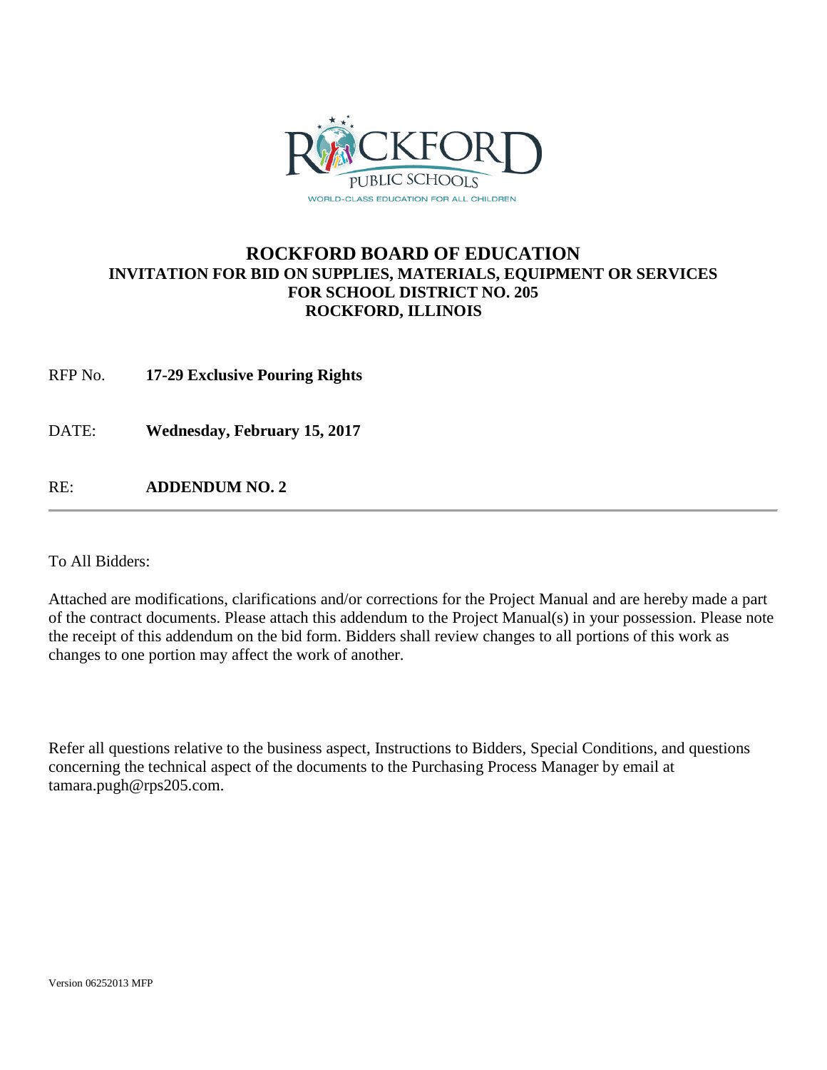# ROCKFORD BOARD OF EDUCATION

## INVITATION FOR BID ON SUPPLIES, MATERIALS, EQUIPMENT OR SERVICES FOR SCHOOL DISTRICT NO. 205 ROCKFORD, ILLINOIS

RFP No. **17-29 Exclusive Pouring Rights**

DATE: **Wednesday, February 15, 2017**

RE: **ADDENDUM NO. 2**

---

To All Bidders:

Attached are modifications, clarifications and/or corrections for the Project Manual and are hereby made a part of the contract documents. Please attach this addendum to the Project Manual(s) in your possession. Please note the receipt of this addendum on the bid form. Bidders shall review changes to all portions of this work as changes to one portion may affect the work of another.

Refer all questions relative to the business aspect, Instructions to Bidders, Special Conditions, and questions concerning the technical aspect of the documents to the Purchasing Process Manager by email at tamara.pugh@rps205.com.

Version 06252013 MFP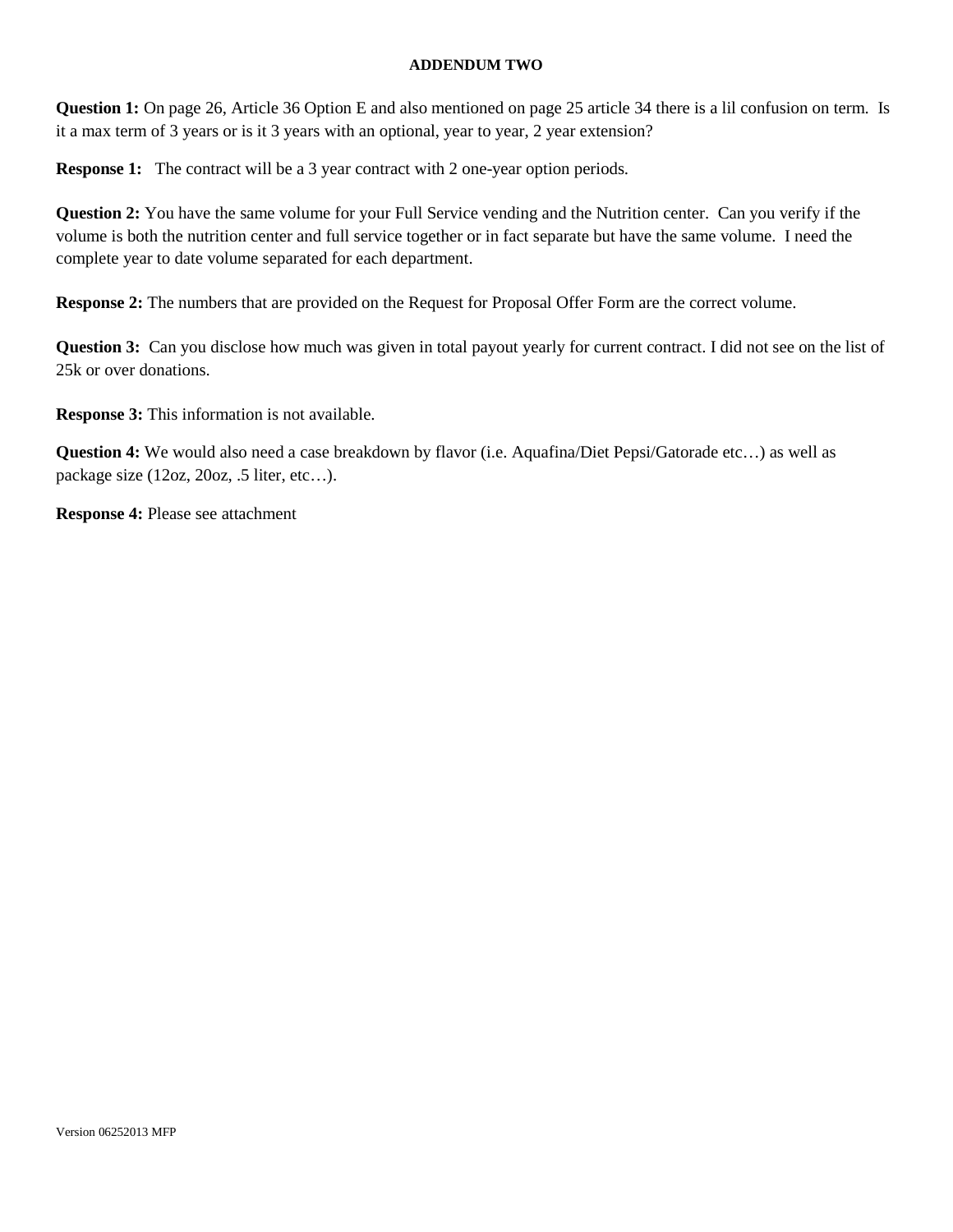# ADDENDUM TWO

**Question 1:** On page 26, Article 36 Option E and also mentioned on page 25 article 34 there is a lil confusion on term. Is it a max term of 3 years or is it 3 years with an optional, year to year, 2 year extension?

**Response 1:** The contract will be a 3 year contract with 2 one-year option periods.

**Question 2:** You have the same volume for your Full Service vending and the Nutrition center. Can you verify if the volume is both the nutrition center and full service together or in fact separate but have the same volume. I need the complete year to date volume separated for each department.

**Response 2:** The numbers that are provided on the Request for Proposal Offer Form are the correct volume.

**Question 3:** Can you disclose how much was given in total payout yearly for current contract. I did not see on the list of 25k or over donations.

**Response 3:** This information is not available.

**Question 4:** We would also need a case breakdown by flavor (i.e. Aquafina/Diet Pepsi/Gatorade etc…) as well as package size (12oz, 20oz, .5 liter, etc…).

**Response 4:** Please see attachment

Version 06252013 MFP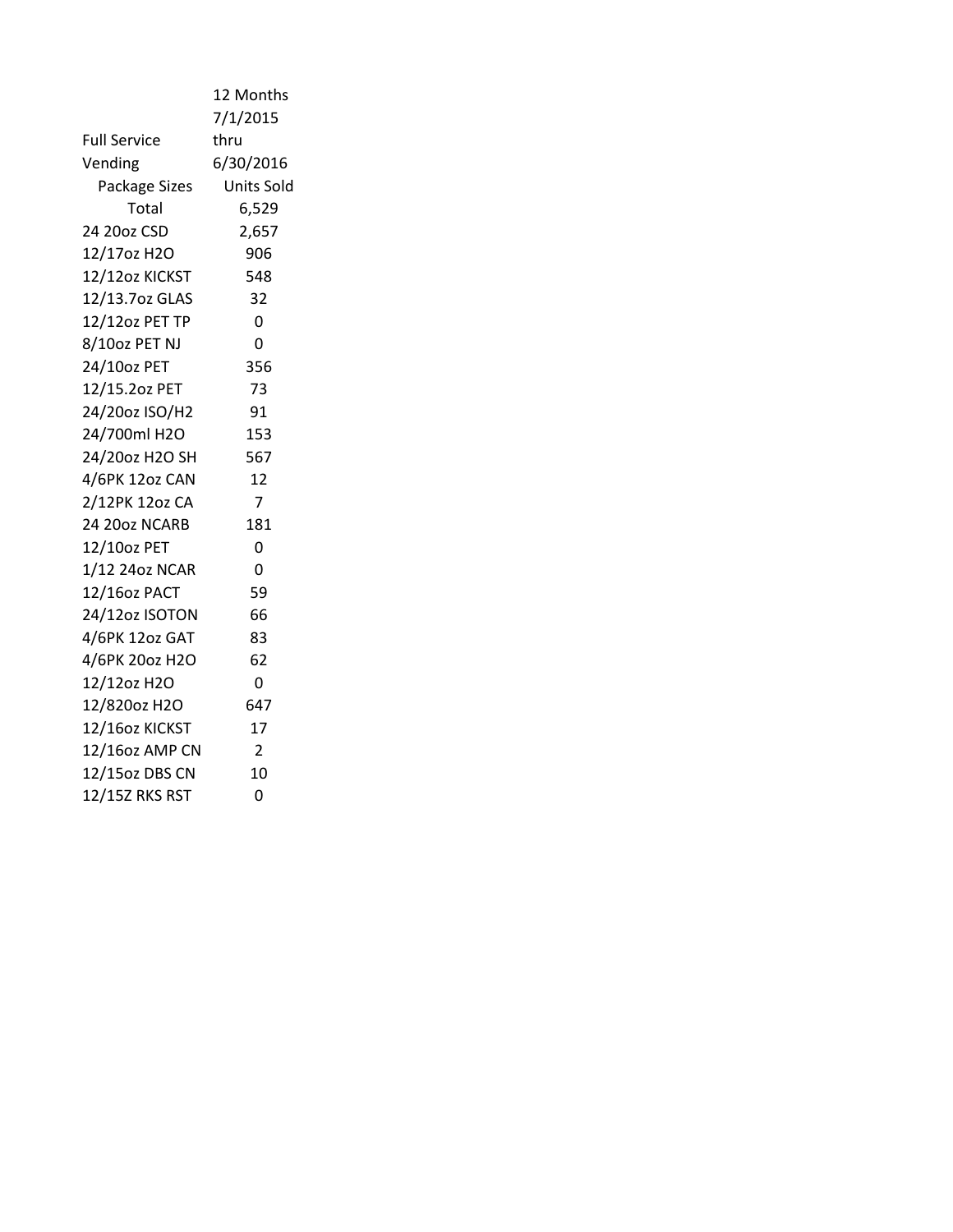| Full Service Vending | 12 Months 7/1/2015 thru 6/30/2016 |
|---|---|
| Package Sizes | Units Sold |
| Total | 6,529 |
| 24 20oz CSD | 2,657 |
| 12/17oz H2O | 906 |
| 12/12oz KICKST | 548 |
| 12/13.7oz GLAS | 32 |
| 12/12oz PET TP | 0 |
| 8/10oz PET NJ | 0 |
| 24/10oz PET | 356 |
| 12/15.2oz PET | 73 |
| 24/20oz ISO/H2 | 91 |
| 24/700ml H2O | 153 |
| 24/20oz H2O SH | 567 |
| 4/6PK 12oz CAN | 12 |
| 2/12PK 12oz CA | 7 |
| 24 20oz NCARB | 181 |
| 12/10oz PET | 0 |
| 1/12 24oz NCAR | 0 |
| 12/16oz PACT | 59 |
| 24/12oz ISOTON | 66 |
| 4/6PK 12oz GAT | 83 |
| 4/6PK 20oz H2O | 62 |
| 12/12oz H2O | 0 |
| 12/820oz H2O | 647 |
| 12/16oz KICKST | 17 |
| 12/16oz AMP CN | 2 |
| 12/15oz DBS CN | 10 |
| 12/15Z RKS RST | 0 |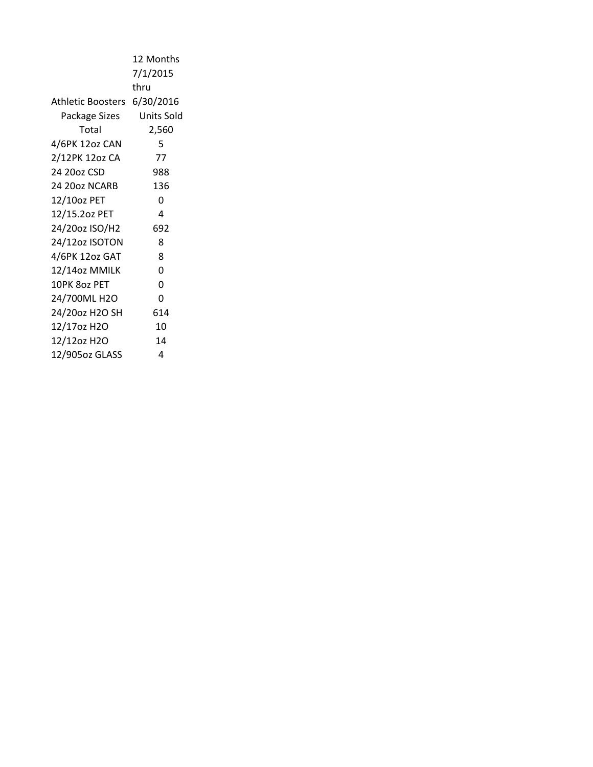| Athletic Boosters | 12 Months 7/1/2015 thru 6/30/2016 |
|---|---|
| Package Sizes | Units Sold |
| Total | 2,560 |
| 4/6PK 12oz CAN | 5 |
| 2/12PK 12oz CA | 77 |
| 24 20oz CSD | 988 |
| 24 20oz NCARB | 136 |
| 12/10oz PET | 0 |
| 12/15.2oz PET | 4 |
| 24/20oz ISO/H2 | 692 |
| 24/12oz ISOTON | 8 |
| 4/6PK 12oz GAT | 8 |
| 12/14oz MMILK | 0 |
| 10PK 8oz PET | 0 |
| 24/700ML H2O | 0 |
| 24/20oz H2O SH | 614 |
| 12/17oz H2O | 10 |
| 12/12oz H2O | 14 |
| 12/905oz GLASS | 4 |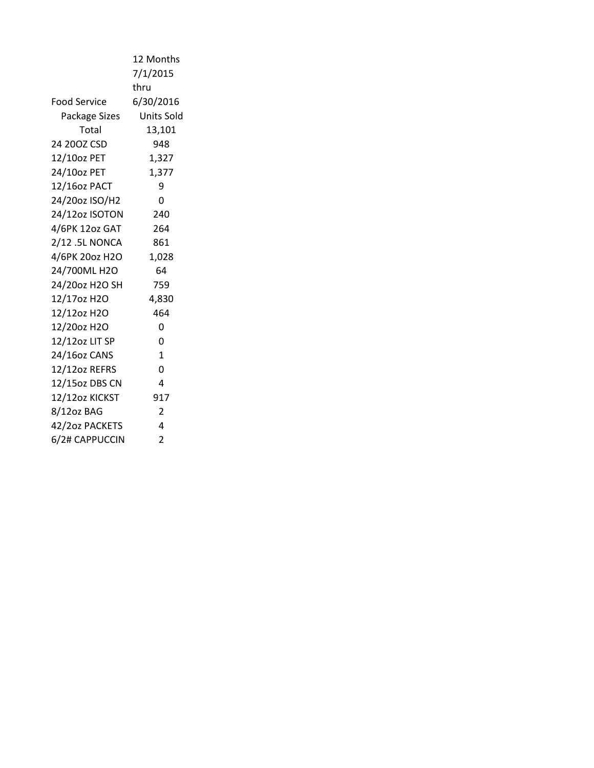| Food Service Package Sizes | 12 Months 7/1/2015 thru 6/30/2016 Units Sold |
|---|---|
| Total | 13,101 |
| 24 20OZ CSD | 948 |
| 12/10oz PET | 1,327 |
| 24/10oz PET | 1,377 |
| 12/16oz PACT | 9 |
| 24/20oz ISO/H2 | 0 |
| 24/12oz ISOTON | 240 |
| 4/6PK 12oz GAT | 264 |
| 2/12 .5L NONCA | 861 |
| 4/6PK 20oz H2O | 1,028 |
| 24/700ML H2O | 64 |
| 24/20oz H2O SH | 759 |
| 12/17oz H2O | 4,830 |
| 12/12oz H2O | 464 |
| 12/20oz H2O | 0 |
| 12/12oz LIT SP | 0 |
| 24/16oz CANS | 1 |
| 12/12oz REFRS | 0 |
| 12/15oz DBS CN | 4 |
| 12/12oz KICKST | 917 |
| 8/12oz BAG | 2 |
| 42/2oz PACKETS | 4 |
| 6/2# CAPPUCCIN | 2 |